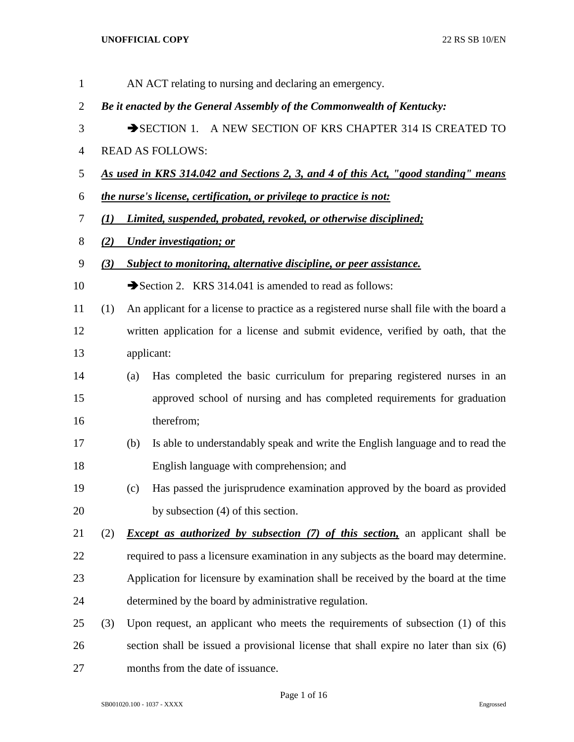AN ACT relating to nursing and declaring an emergency.

***Be it enacted by the General Assembly of the Commonwealth of Kentucky:***

➔SECTION 1. A NEW SECTION OF KRS CHAPTER 314 IS CREATED TO READ AS FOLLOWS:

***As used in KRS 314.042 and Sections 2, 3, and 4 of this Act, "good standing" means the nurse's license, certification, or privilege to practice is not:***

***(1) Limited, suspended, probated, revoked, or otherwise disciplined;***

***(2) Under investigation; or***

***(3) Subject to monitoring, alternative discipline, or peer assistance.***

➔Section 2. KRS 314.041 is amended to read as follows:

(1) An applicant for a license to practice as a registered nurse shall file with the board a written application for a license and submit evidence, verified by oath, that the applicant:

(a) Has completed the basic curriculum for preparing registered nurses in an approved school of nursing and has completed requirements for graduation therefrom;

(b) Is able to understandably speak and write the English language and to read the English language with comprehension; and

(c) Has passed the jurisprudence examination approved by the board as provided by subsection (4) of this section.

(2) ***Except as authorized by subsection (7) of this section,*** an applicant shall be required to pass a licensure examination in any subjects as the board may determine. Application for licensure by examination shall be received by the board at the time determined by the board by administrative regulation.

(3) Upon request, an applicant who meets the requirements of subsection (1) of this section shall be issued a provisional license that shall expire no later than six (6) months from the date of issuance.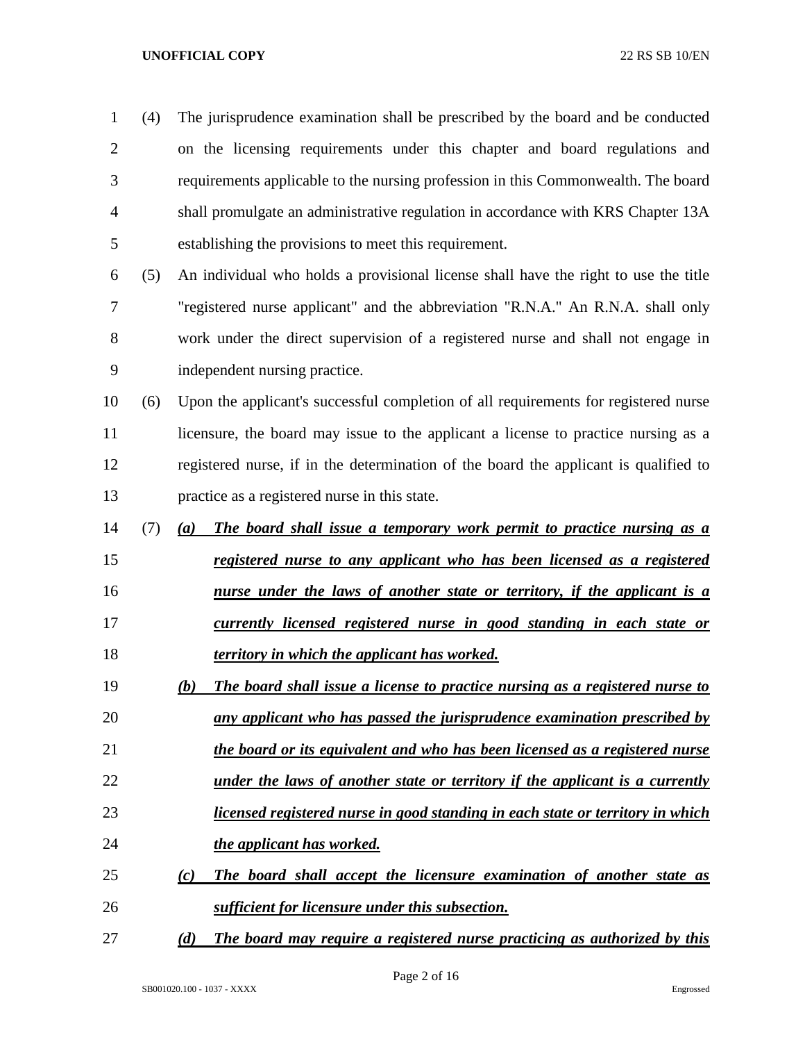(4) The jurisprudence examination shall be prescribed by the board and be conducted on the licensing requirements under this chapter and board regulations and requirements applicable to the nursing profession in this Commonwealth. The board shall promulgate an administrative regulation in accordance with KRS Chapter 13A establishing the provisions to meet this requirement.

(5) An individual who holds a provisional license shall have the right to use the title "registered nurse applicant" and the abbreviation "R.N.A." An R.N.A. shall only work under the direct supervision of a registered nurse and shall not engage in independent nursing practice.

(6) Upon the applicant's successful completion of all requirements for registered nurse licensure, the board may issue to the applicant a license to practice nursing as a registered nurse, if in the determination of the board the applicant is qualified to practice as a registered nurse in this state.

(7) ***(a) The board shall issue a temporary work permit to practice nursing as a registered nurse to any applicant who has been licensed as a registered nurse under the laws of another state or territory, if the applicant is a currently licensed registered nurse in good standing in each state or territory in which the applicant has worked.***

***(b) The board shall issue a license to practice nursing as a registered nurse to any applicant who has passed the jurisprudence examination prescribed by the board or its equivalent and who has been licensed as a registered nurse under the laws of another state or territory if the applicant is a currently licensed registered nurse in good standing in each state or territory in which the applicant has worked.***

***(c) The board shall accept the licensure examination of another state as sufficient for licensure under this subsection.***

***(d) The board may require a registered nurse practicing as authorized by this***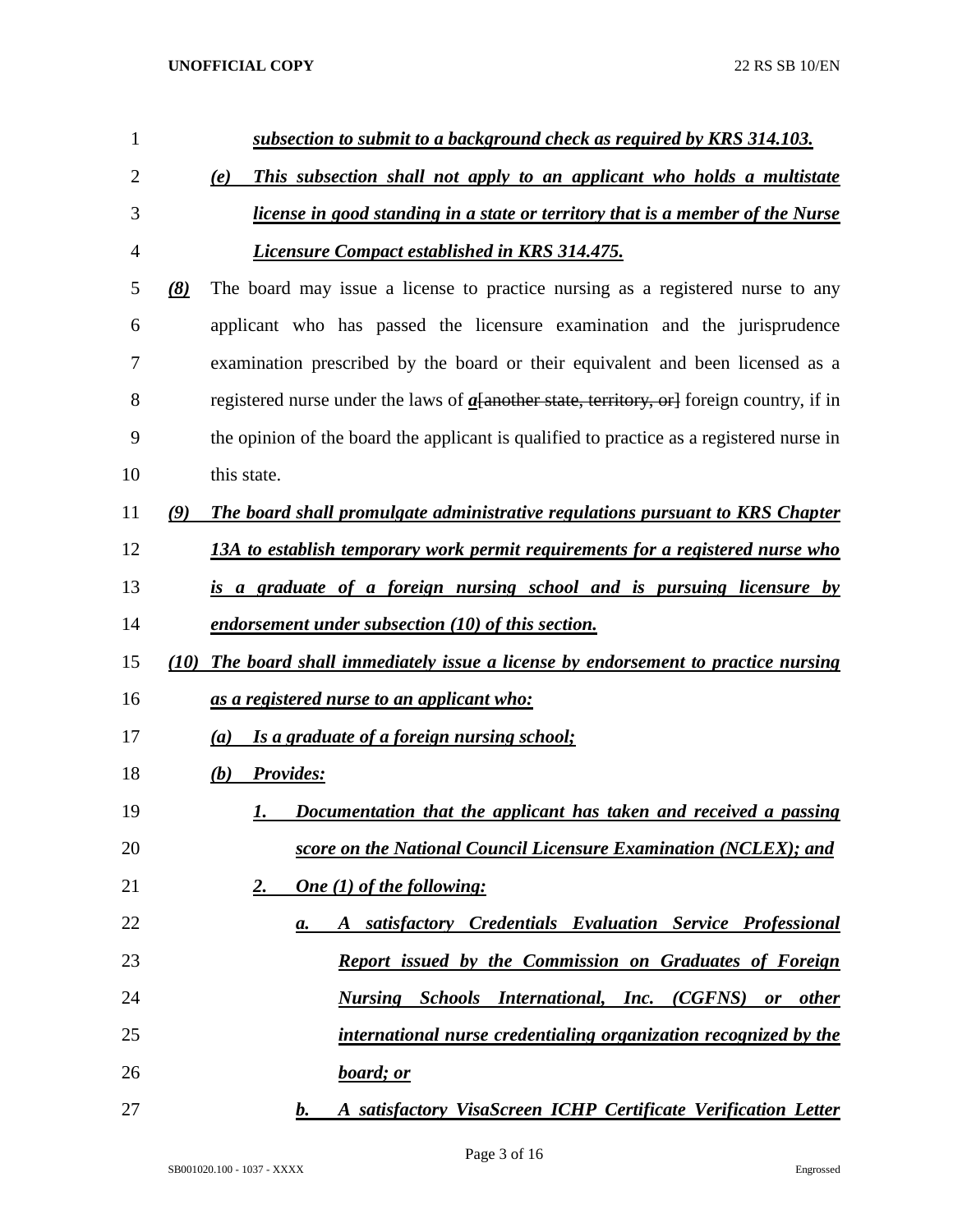***subsection to submit to a background check as required by KRS 314.103.***

***(e) This subsection shall not apply to an applicant who holds a multistate license in good standing in a state or territory that is a member of the Nurse Licensure Compact established in KRS 314.475.***

***(8)*** The board may issue a license to practice nursing as a registered nurse to any applicant who has passed the licensure examination and the jurisprudence examination prescribed by the board or their equivalent and been licensed as a registered nurse under the laws of ***a***~~[another state, territory, or]~~ foreign country, if in the opinion of the board the applicant is qualified to practice as a registered nurse in this state.

***(9) The board shall promulgate administrative regulations pursuant to KRS Chapter 13A to establish temporary work permit requirements for a registered nurse who is a graduate of a foreign nursing school and is pursuing licensure by endorsement under subsection (10) of this section.***

***(10) The board shall immediately issue a license by endorsement to practice nursing as a registered nurse to an applicant who:***

***(a) Is a graduate of a foreign nursing school;***

***(b) Provides:***

***1. Documentation that the applicant has taken and received a passing score on the National Council Licensure Examination (NCLEX); and***

***2. One (1) of the following:***

***a. A satisfactory Credentials Evaluation Service Professional Report issued by the Commission on Graduates of Foreign Nursing Schools International, Inc. (CGFNS) or other international nurse credentialing organization recognized by the board; or***

***b. A satisfactory VisaScreen ICHP Certificate Verification Letter***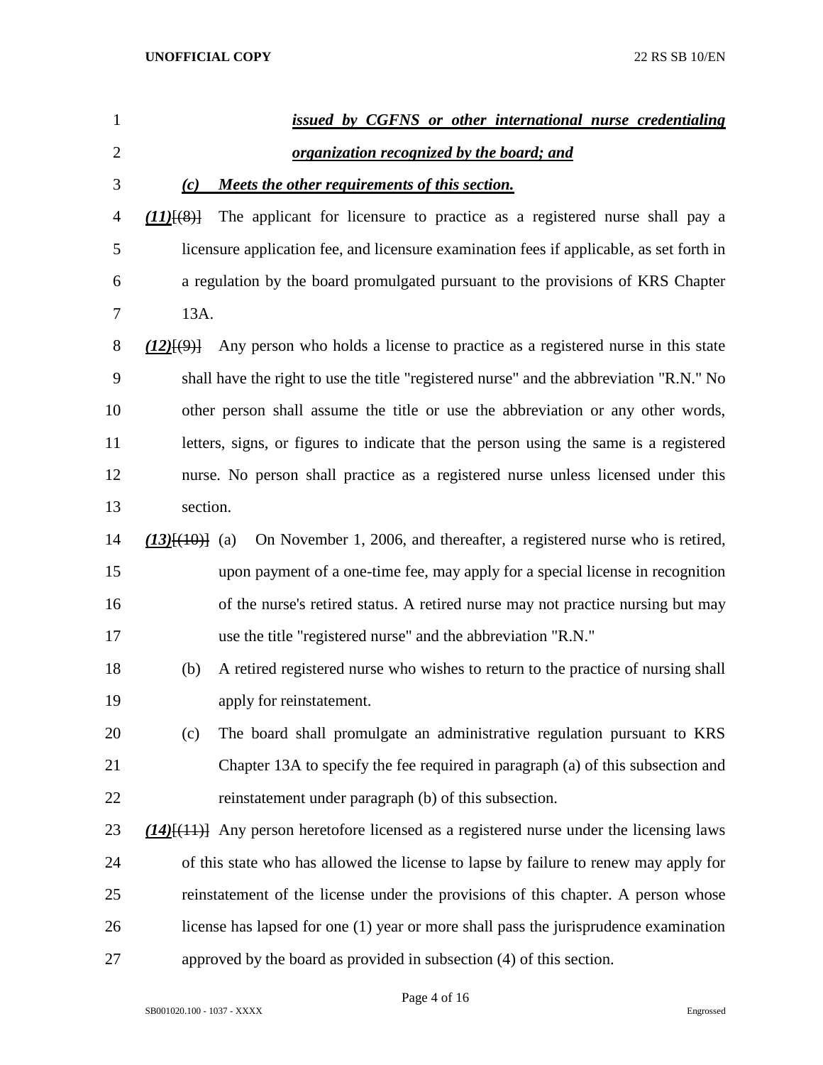***issued by CGFNS or other international nurse credentialing organization recognized by the board; and***

***(c) Meets the other requirements of this section.***

***(11)***[(8)] The applicant for licensure to practice as a registered nurse shall pay a licensure application fee, and licensure examination fees if applicable, as set forth in a regulation by the board promulgated pursuant to the provisions of KRS Chapter 13A.

***(12)***[(9)] Any person who holds a license to practice as a registered nurse in this state shall have the right to use the title "registered nurse" and the abbreviation "R.N." No other person shall assume the title or use the abbreviation or any other words, letters, signs, or figures to indicate that the person using the same is a registered nurse. No person shall practice as a registered nurse unless licensed under this section.

***(13)***[(10)] (a) On November 1, 2006, and thereafter, a registered nurse who is retired, upon payment of a one-time fee, may apply for a special license in recognition of the nurse's retired status. A retired nurse may not practice nursing but may use the title "registered nurse" and the abbreviation "R.N."

(b) A retired registered nurse who wishes to return to the practice of nursing shall apply for reinstatement.

(c) The board shall promulgate an administrative regulation pursuant to KRS Chapter 13A to specify the fee required in paragraph (a) of this subsection and reinstatement under paragraph (b) of this subsection.

***(14)***[(11)] Any person heretofore licensed as a registered nurse under the licensing laws of this state who has allowed the license to lapse by failure to renew may apply for reinstatement of the license under the provisions of this chapter. A person whose license has lapsed for one (1) year or more shall pass the jurisprudence examination approved by the board as provided in subsection (4) of this section.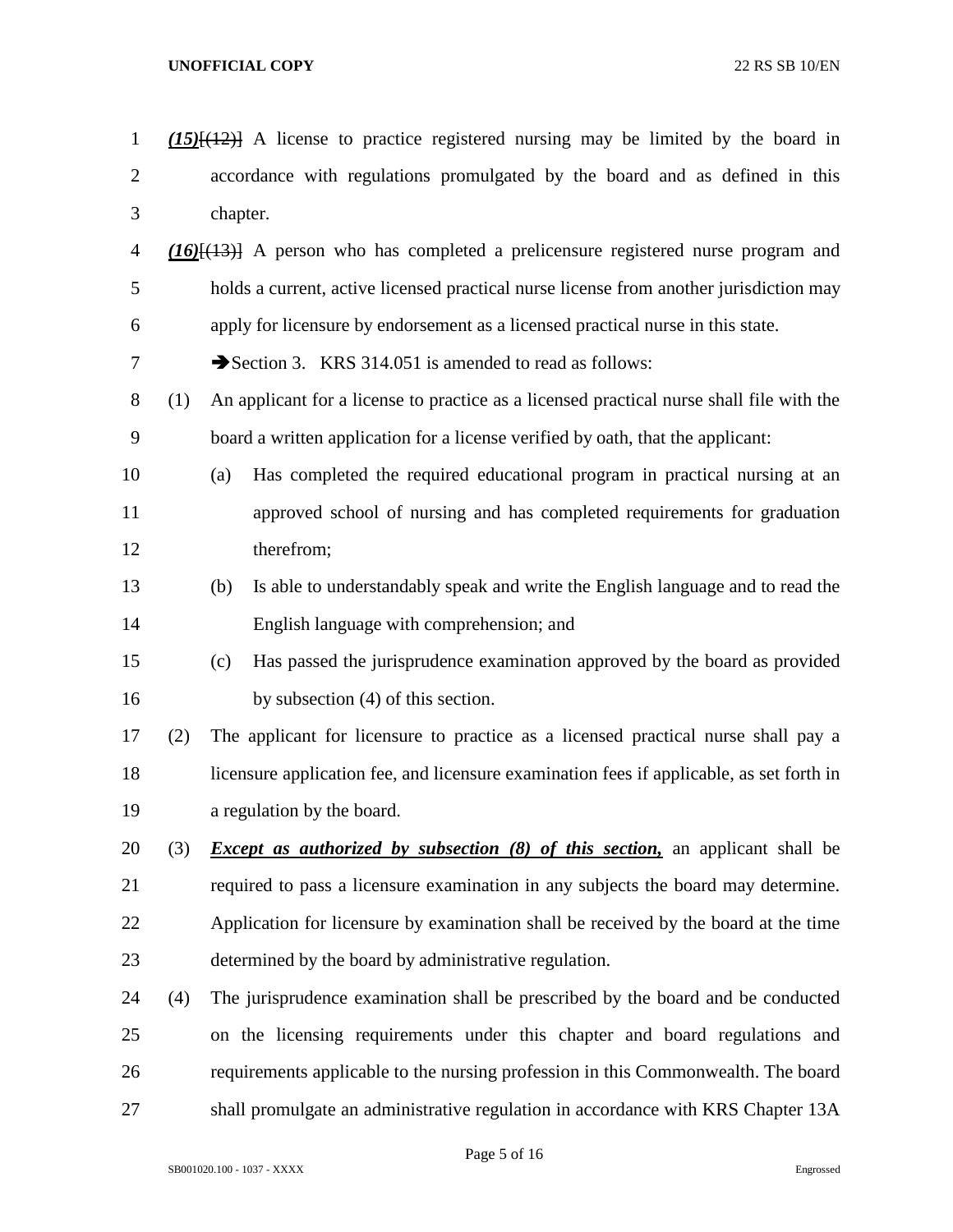***(15)***[(12)] A license to practice registered nursing may be limited by the board in accordance with regulations promulgated by the board and as defined in this chapter.

***(16)***[(13)] A person who has completed a prelicensure registered nurse program and holds a current, active licensed practical nurse license from another jurisdiction may apply for licensure by endorsement as a licensed practical nurse in this state.

➔Section 3. KRS 314.051 is amended to read as follows:

(1) An applicant for a license to practice as a licensed practical nurse shall file with the board a written application for a license verified by oath, that the applicant:

(a) Has completed the required educational program in practical nursing at an approved school of nursing and has completed requirements for graduation therefrom;

(b) Is able to understandably speak and write the English language and to read the English language with comprehension; and

(c) Has passed the jurisprudence examination approved by the board as provided by subsection (4) of this section.

(2) The applicant for licensure to practice as a licensed practical nurse shall pay a licensure application fee, and licensure examination fees if applicable, as set forth in a regulation by the board.

(3) ***Except as authorized by subsection (8) of this section,*** an applicant shall be required to pass a licensure examination in any subjects the board may determine. Application for licensure by examination shall be received by the board at the time determined by the board by administrative regulation.

(4) The jurisprudence examination shall be prescribed by the board and be conducted on the licensing requirements under this chapter and board regulations and requirements applicable to the nursing profession in this Commonwealth. The board shall promulgate an administrative regulation in accordance with KRS Chapter 13A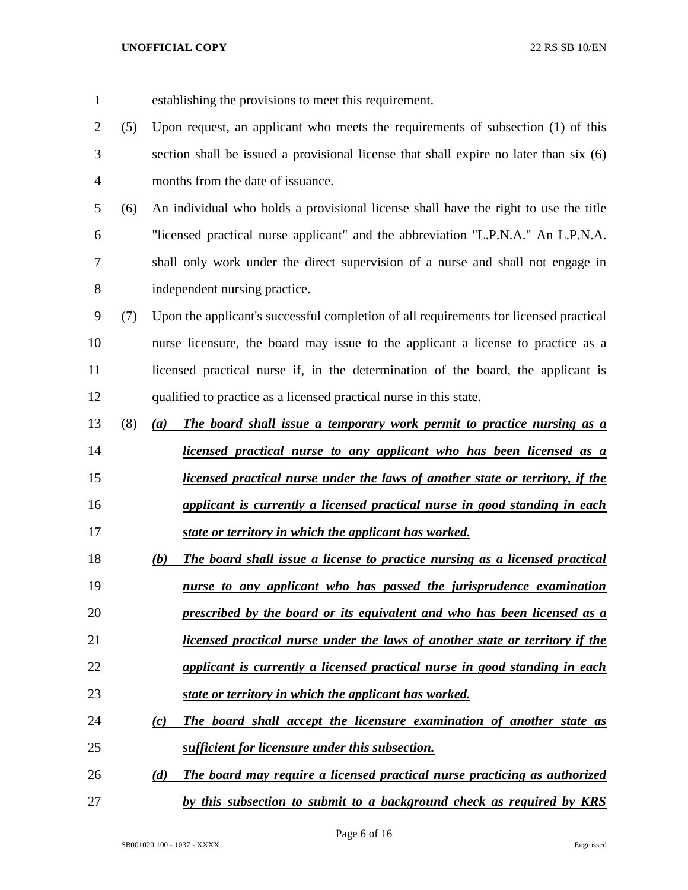establishing the provisions to meet this requirement.

(5) Upon request, an applicant who meets the requirements of subsection (1) of this section shall be issued a provisional license that shall expire no later than six (6) months from the date of issuance.

(6) An individual who holds a provisional license shall have the right to use the title "licensed practical nurse applicant" and the abbreviation "L.P.N.A." An L.P.N.A. shall only work under the direct supervision of a nurse and shall not engage in independent nursing practice.

(7) Upon the applicant's successful completion of all requirements for licensed practical nurse licensure, the board may issue to the applicant a license to practice as a licensed practical nurse if, in the determination of the board, the applicant is qualified to practice as a licensed practical nurse in this state.

(8) ***(a) The board shall issue a temporary work permit to practice nursing as a licensed practical nurse to any applicant who has been licensed as a licensed practical nurse under the laws of another state or territory, if the applicant is currently a licensed practical nurse in good standing in each state or territory in which the applicant has worked.***

***(b) The board shall issue a license to practice nursing as a licensed practical nurse to any applicant who has passed the jurisprudence examination prescribed by the board or its equivalent and who has been licensed as a licensed practical nurse under the laws of another state or territory if the applicant is currently a licensed practical nurse in good standing in each state or territory in which the applicant has worked.***

***(c) The board shall accept the licensure examination of another state as sufficient for licensure under this subsection.***

***(d) The board may require a licensed practical nurse practicing as authorized by this subsection to submit to a background check as required by KRS***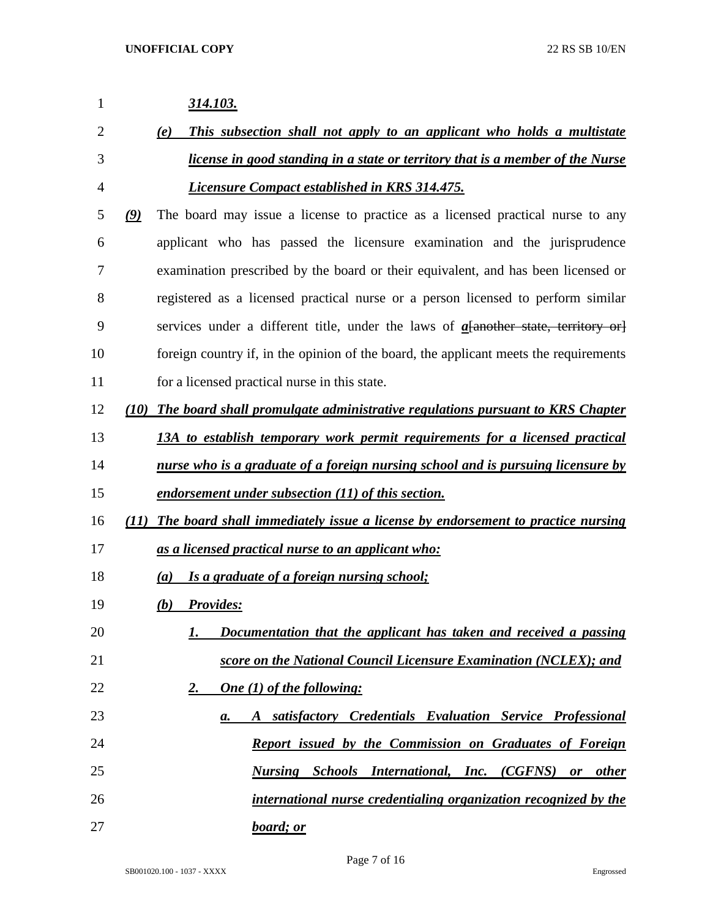***314.103.***

***(e) This subsection shall not apply to an applicant who holds a multistate license in good standing in a state or territory that is a member of the Nurse Licensure Compact established in KRS 314.475.***

***(9)*** The board may issue a license to practice as a licensed practical nurse to any applicant who has passed the licensure examination and the jurisprudence examination prescribed by the board or their equivalent, and has been licensed or registered as a licensed practical nurse or a person licensed to perform similar services under a different title, under the laws of ***a***~~[another state, territory or]~~ foreign country if, in the opinion of the board, the applicant meets the requirements for a licensed practical nurse in this state.

***(10) The board shall promulgate administrative regulations pursuant to KRS Chapter 13A to establish temporary work permit requirements for a licensed practical nurse who is a graduate of a foreign nursing school and is pursuing licensure by endorsement under subsection (11) of this section.***

***(11) The board shall immediately issue a license by endorsement to practice nursing as a licensed practical nurse to an applicant who:***

***(a) Is a graduate of a foreign nursing school;***

***(b) Provides:***

***1. Documentation that the applicant has taken and received a passing score on the National Council Licensure Examination (NCLEX); and***

***2. One (1) of the following:***

***a. A satisfactory Credentials Evaluation Service Professional Report issued by the Commission on Graduates of Foreign Nursing Schools International, Inc. (CGFNS) or other international nurse credentialing organization recognized by the board; or***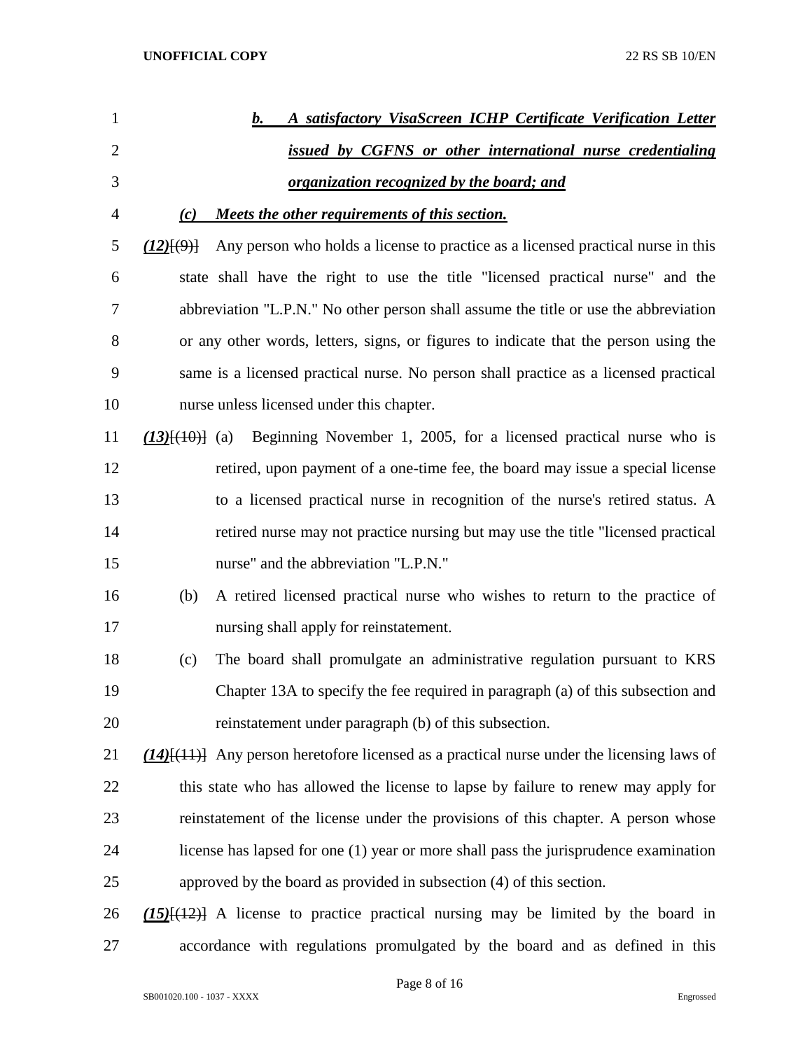b. ***A satisfactory VisaScreen ICHP Certificate Verification Letter issued by CGFNS or other international nurse credentialing organization recognized by the board; and***

*(c)* ***Meets the other requirements of this section.***

***(12)***~~[(9)]~~ Any person who holds a license to practice as a licensed practical nurse in this state shall have the right to use the title "licensed practical nurse" and the abbreviation "L.P.N." No other person shall assume the title or use the abbreviation or any other words, letters, signs, or figures to indicate that the person using the same is a licensed practical nurse. No person shall practice as a licensed practical nurse unless licensed under this chapter.

***(13)***~~[(10)]~~ (a) Beginning November 1, 2005, for a licensed practical nurse who is retired, upon payment of a one-time fee, the board may issue a special license to a licensed practical nurse in recognition of the nurse's retired status. A retired nurse may not practice nursing but may use the title "licensed practical nurse" and the abbreviation "L.P.N."

(b) A retired licensed practical nurse who wishes to return to the practice of nursing shall apply for reinstatement.

(c) The board shall promulgate an administrative regulation pursuant to KRS Chapter 13A to specify the fee required in paragraph (a) of this subsection and reinstatement under paragraph (b) of this subsection.

***(14)***~~[(11)]~~ Any person heretofore licensed as a practical nurse under the licensing laws of this state who has allowed the license to lapse by failure to renew may apply for reinstatement of the license under the provisions of this chapter. A person whose license has lapsed for one (1) year or more shall pass the jurisprudence examination approved by the board as provided in subsection (4) of this section.

***(15)***~~[(12)]~~ A license to practice practical nursing may be limited by the board in accordance with regulations promulgated by the board and as defined in this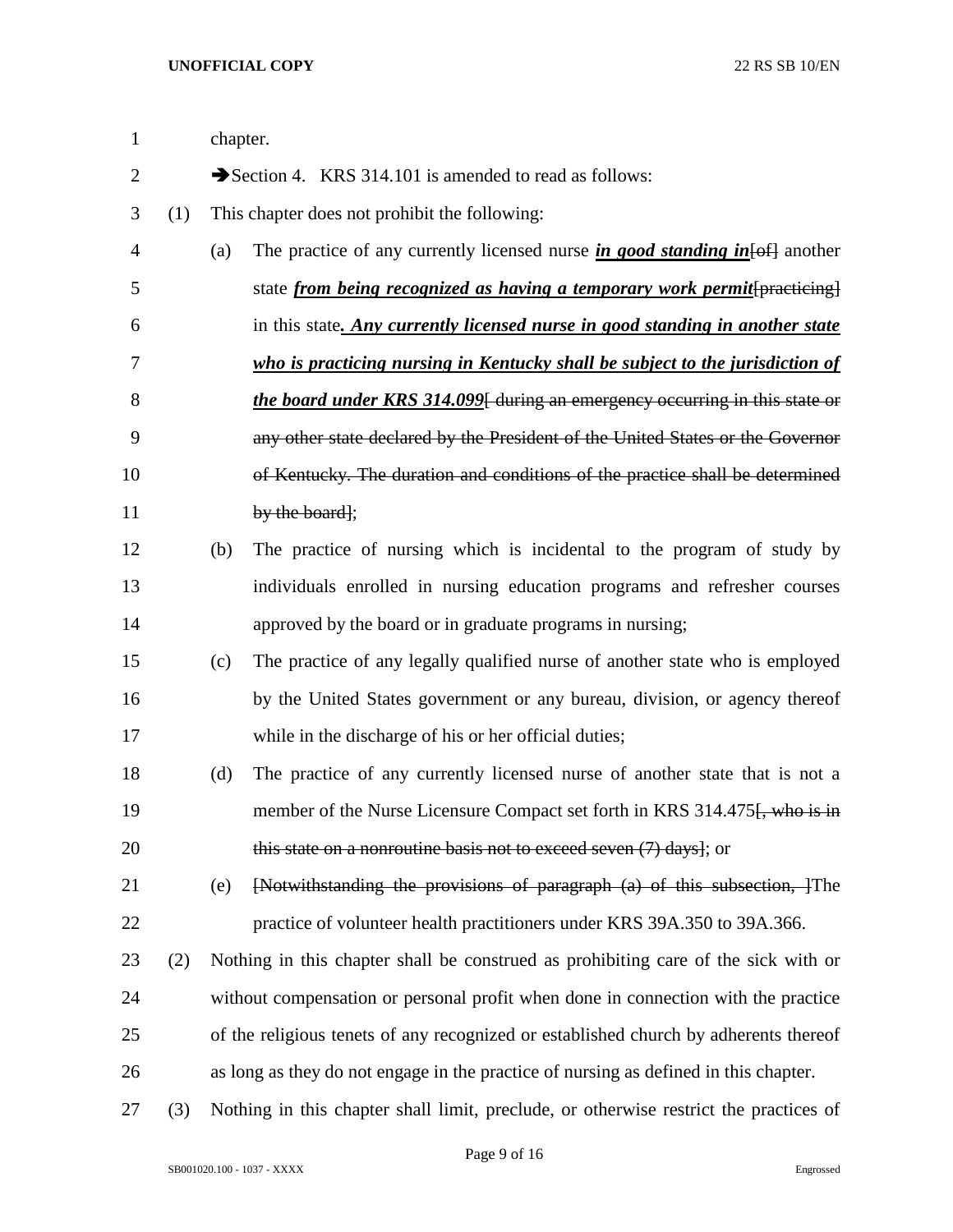chapter.

➔Section 4. KRS 314.101 is amended to read as follows:

(1) This chapter does not prohibit the following:

(a) The practice of any currently licensed nurse ***in good standing in***~~[of]~~ another state ***from being recognized as having a temporary work permit***~~[practicing]~~ in this state***. Any currently licensed nurse in good standing in another state who is practicing nursing in Kentucky shall be subject to the jurisdiction of the board under KRS 314.099***~~[ during an emergency occurring in this state or any other state declared by the President of the United States or the Governor of Kentucky. The duration and conditions of the practice shall be determined by the board]~~;

(b) The practice of nursing which is incidental to the program of study by individuals enrolled in nursing education programs and refresher courses approved by the board or in graduate programs in nursing;

(c) The practice of any legally qualified nurse of another state who is employed by the United States government or any bureau, division, or agency thereof while in the discharge of his or her official duties;

(d) The practice of any currently licensed nurse of another state that is not a member of the Nurse Licensure Compact set forth in KRS 314.475~~[, who is in this state on a nonroutine basis not to exceed seven (7) days]~~; or

(e) ~~[Notwithstanding the provisions of paragraph (a) of this subsection, ]~~The practice of volunteer health practitioners under KRS 39A.350 to 39A.366.

(2) Nothing in this chapter shall be construed as prohibiting care of the sick with or without compensation or personal profit when done in connection with the practice of the religious tenets of any recognized or established church by adherents thereof as long as they do not engage in the practice of nursing as defined in this chapter.

(3) Nothing in this chapter shall limit, preclude, or otherwise restrict the practices of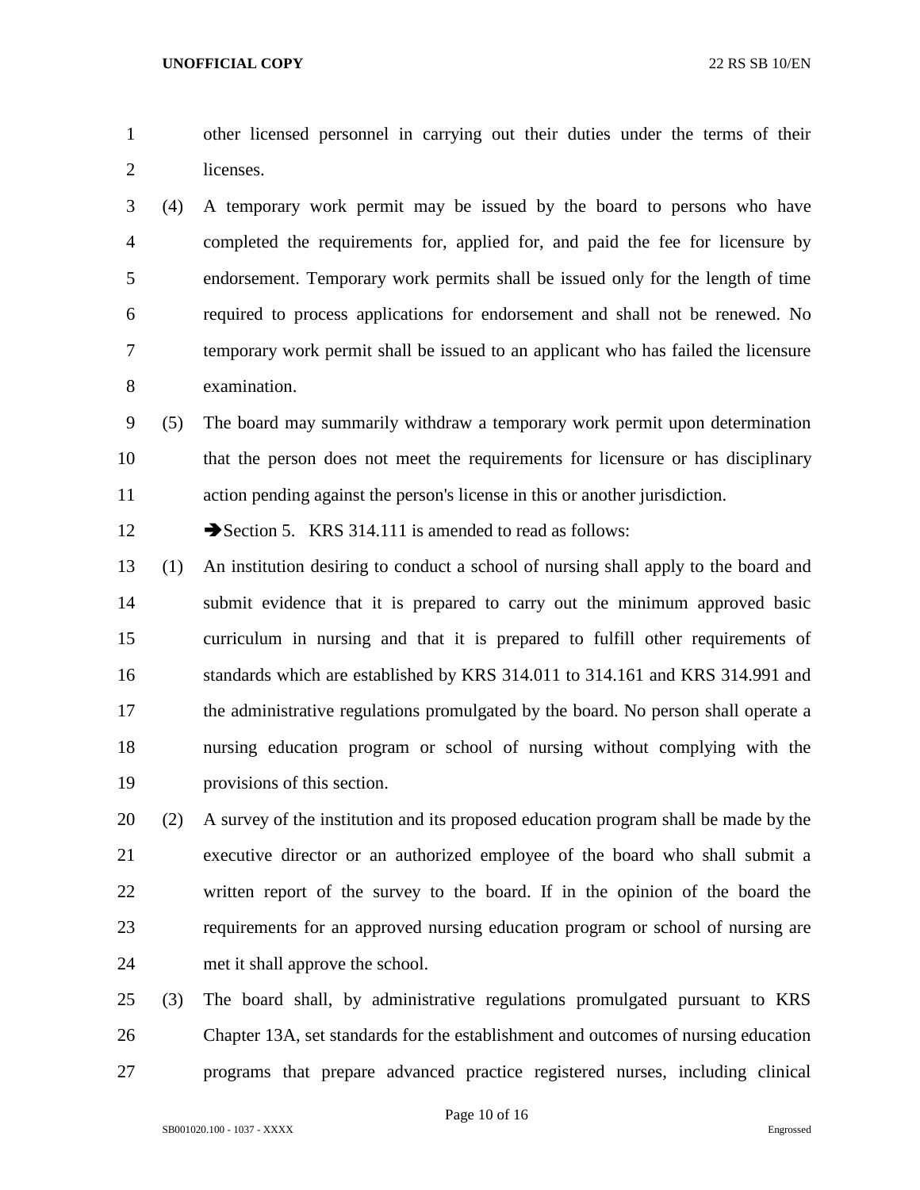other licensed personnel in carrying out their duties under the terms of their licenses.

(4) A temporary work permit may be issued by the board to persons who have completed the requirements for, applied for, and paid the fee for licensure by endorsement. Temporary work permits shall be issued only for the length of time required to process applications for endorsement and shall not be renewed. No temporary work permit shall be issued to an applicant who has failed the licensure examination.

(5) The board may summarily withdraw a temporary work permit upon determination that the person does not meet the requirements for licensure or has disciplinary action pending against the person's license in this or another jurisdiction.

➔Section 5. KRS 314.111 is amended to read as follows:

(1) An institution desiring to conduct a school of nursing shall apply to the board and submit evidence that it is prepared to carry out the minimum approved basic curriculum in nursing and that it is prepared to fulfill other requirements of standards which are established by KRS 314.011 to 314.161 and KRS 314.991 and the administrative regulations promulgated by the board. No person shall operate a nursing education program or school of nursing without complying with the provisions of this section.

(2) A survey of the institution and its proposed education program shall be made by the executive director or an authorized employee of the board who shall submit a written report of the survey to the board. If in the opinion of the board the requirements for an approved nursing education program or school of nursing are met it shall approve the school.

(3) The board shall, by administrative regulations promulgated pursuant to KRS Chapter 13A, set standards for the establishment and outcomes of nursing education programs that prepare advanced practice registered nurses, including clinical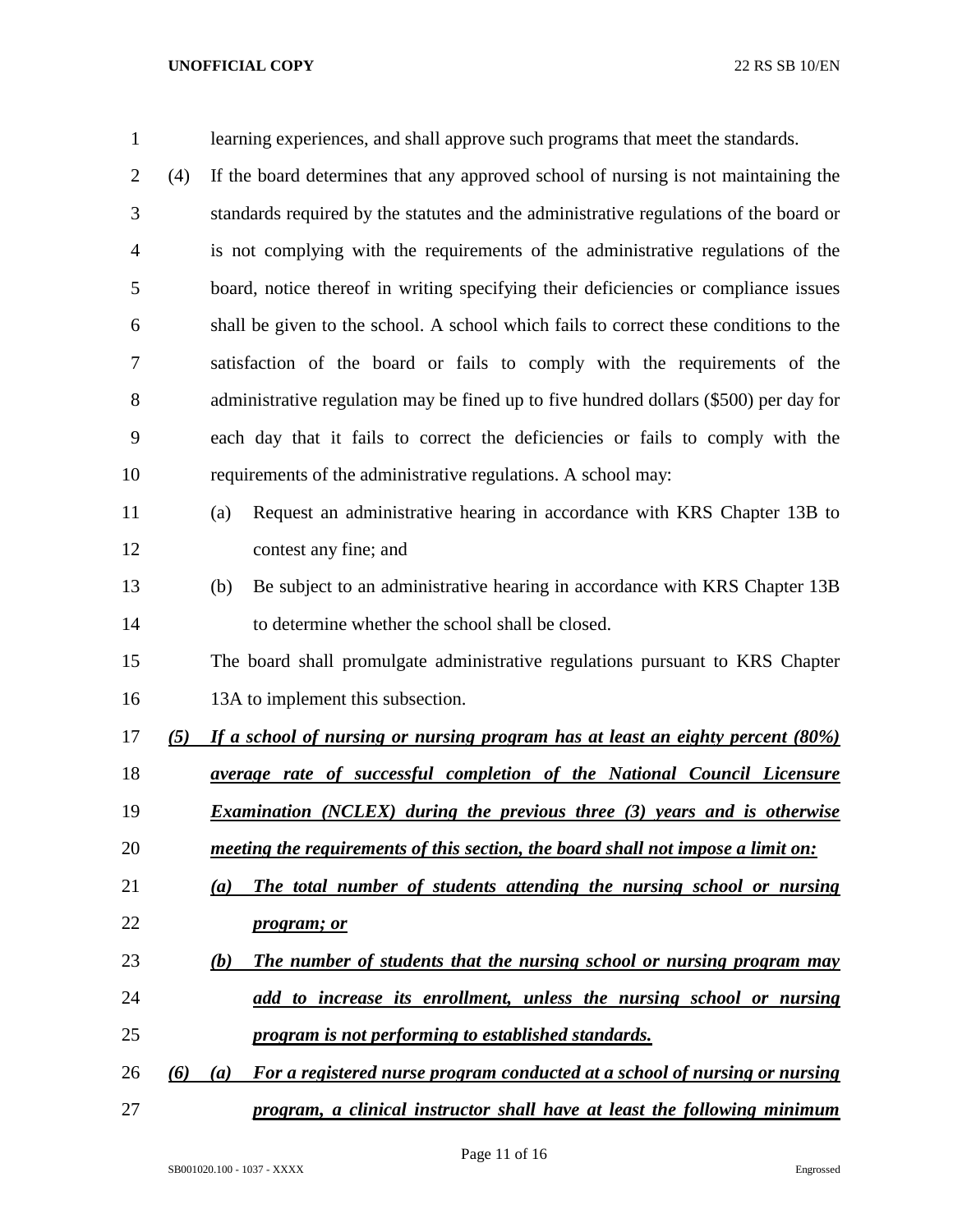learning experiences, and shall approve such programs that meet the standards.

(4) If the board determines that any approved school of nursing is not maintaining the standards required by the statutes and the administrative regulations of the board or is not complying with the requirements of the administrative regulations of the board, notice thereof in writing specifying their deficiencies or compliance issues shall be given to the school. A school which fails to correct these conditions to the satisfaction of the board or fails to comply with the requirements of the administrative regulation may be fined up to five hundred dollars ($500) per day for each day that it fails to correct the deficiencies or fails to comply with the requirements of the administrative regulations. A school may:

(a) Request an administrative hearing in accordance with KRS Chapter 13B to contest any fine; and

(b) Be subject to an administrative hearing in accordance with KRS Chapter 13B to determine whether the school shall be closed.

The board shall promulgate administrative regulations pursuant to KRS Chapter 13A to implement this subsection.

***(5) If a school of nursing or nursing program has at least an eighty percent (80%) average rate of successful completion of the National Council Licensure Examination (NCLEX) during the previous three (3) years and is otherwise meeting the requirements of this section, the board shall not impose a limit on:***

***(a) The total number of students attending the nursing school or nursing program; or***

***(b) The number of students that the nursing school or nursing program may add to increase its enrollment, unless the nursing school or nursing program is not performing to established standards.***

***(6) (a) For a registered nurse program conducted at a school of nursing or nursing program, a clinical instructor shall have at least the following minimum***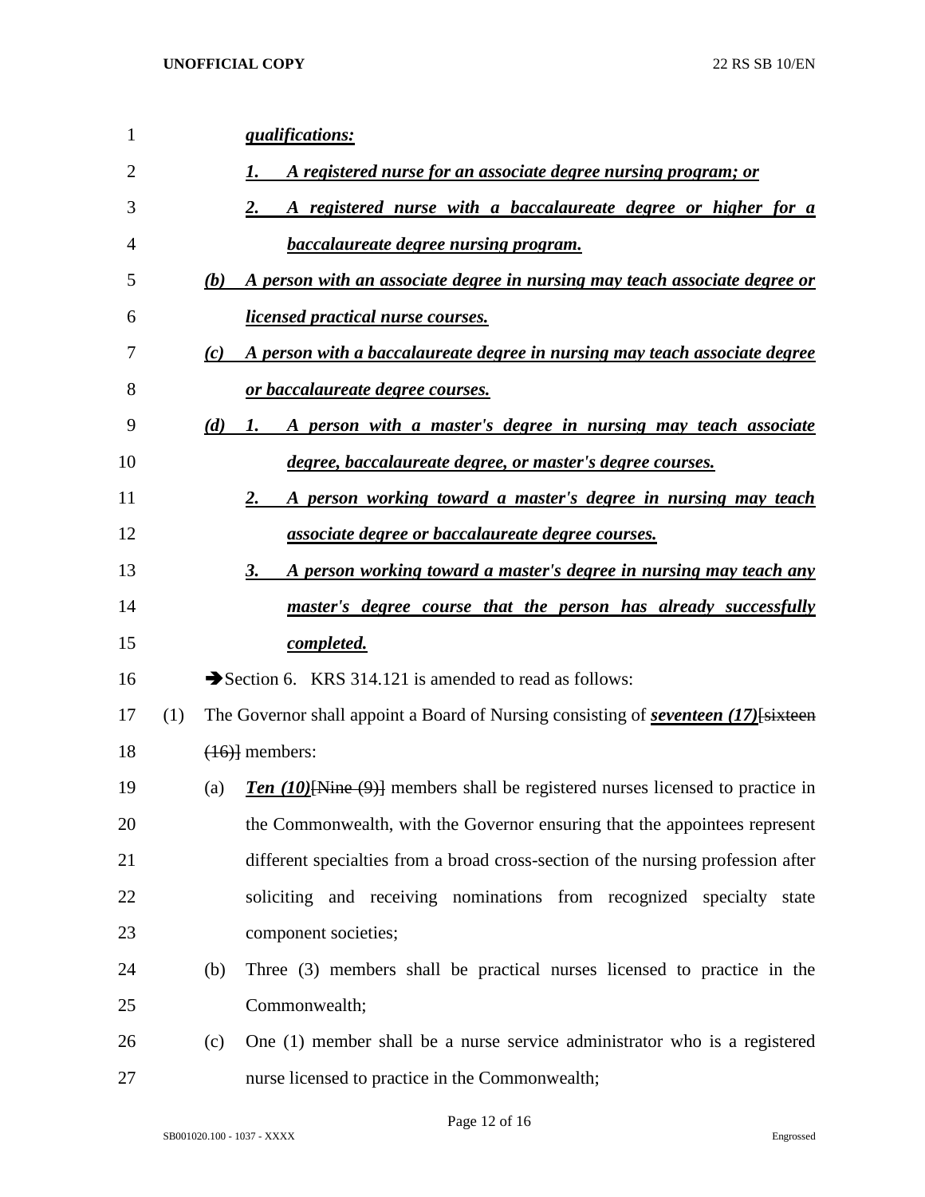***qualifications:***

***1. A registered nurse for an associate degree nursing program; or***

***2. A registered nurse with a baccalaureate degree or higher for a baccalaureate degree nursing program.***

***(b) A person with an associate degree in nursing may teach associate degree or licensed practical nurse courses.***

***(c) A person with a baccalaureate degree in nursing may teach associate degree or baccalaureate degree courses.***

***(d) 1. A person with a master's degree in nursing may teach associate degree, baccalaureate degree, or master's degree courses.***

***2. A person working toward a master's degree in nursing may teach associate degree or baccalaureate degree courses.***

***3. A person working toward a master's degree in nursing may teach any master's degree course that the person has already successfully completed.***

➔Section 6. KRS 314.121 is amended to read as follows:

(1) The Governor shall appoint a Board of Nursing consisting of ***seventeen (17)***[~~sixteen (16)~~] members:

(a) ***Ten (10)***[~~Nine (9)~~] members shall be registered nurses licensed to practice in the Commonwealth, with the Governor ensuring that the appointees represent different specialties from a broad cross-section of the nursing profession after soliciting and receiving nominations from recognized specialty state component societies;

(b) Three (3) members shall be practical nurses licensed to practice in the Commonwealth;

(c) One (1) member shall be a nurse service administrator who is a registered nurse licensed to practice in the Commonwealth;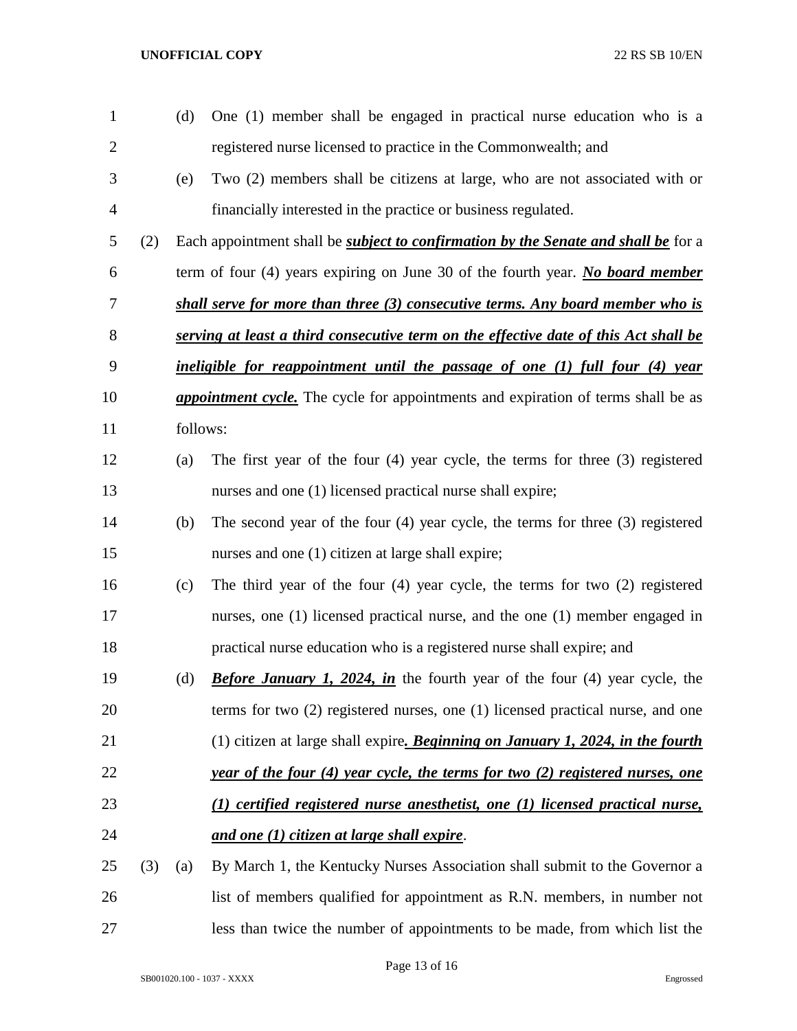(d) One (1) member shall be engaged in practical nurse education who is a registered nurse licensed to practice in the Commonwealth; and

(e) Two (2) members shall be citizens at large, who are not associated with or financially interested in the practice or business regulated.

(2) Each appointment shall be ***subject to confirmation by the Senate and shall be*** for a term of four (4) years expiring on June 30 of the fourth year. ***No board member shall serve for more than three (3) consecutive terms. Any board member who is serving at least a third consecutive term on the effective date of this Act shall be ineligible for reappointment until the passage of one (1) full four (4) year appointment cycle.*** The cycle for appointments and expiration of terms shall be as follows:

(a) The first year of the four (4) year cycle, the terms for three (3) registered nurses and one (1) licensed practical nurse shall expire;

(b) The second year of the four (4) year cycle, the terms for three (3) registered nurses and one (1) citizen at large shall expire;

(c) The third year of the four (4) year cycle, the terms for two (2) registered nurses, one (1) licensed practical nurse, and the one (1) member engaged in practical nurse education who is a registered nurse shall expire; and

(d) ***Before January 1, 2024, in*** the fourth year of the four (4) year cycle, the terms for two (2) registered nurses, one (1) licensed practical nurse, and one (1) citizen at large shall expire***. Beginning on January 1, 2024, in the fourth year of the four (4) year cycle, the terms for two (2) registered nurses, one (1) certified registered nurse anesthetist, one (1) licensed practical nurse, and one (1) citizen at large shall expire***.

(3) (a) By March 1, the Kentucky Nurses Association shall submit to the Governor a list of members qualified for appointment as R.N. members, in number not less than twice the number of appointments to be made, from which list the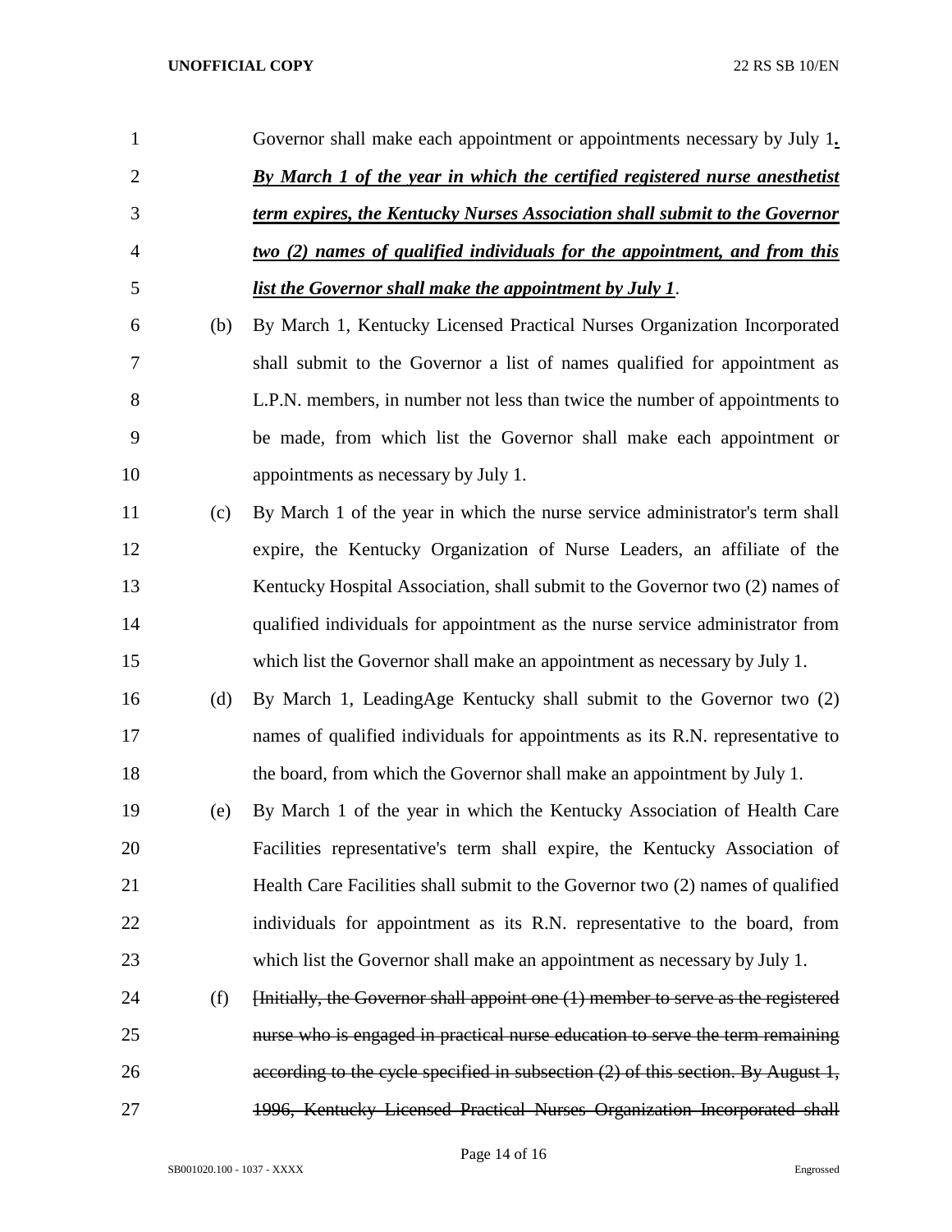Governor shall make each appointment or appointments necessary by July 1***. By March 1 of the year in which the certified registered nurse anesthetist term expires, the Kentucky Nurses Association shall submit to the Governor two (2) names of qualified individuals for the appointment, and from this list the Governor shall make the appointment by July 1***.

(b) By March 1, Kentucky Licensed Practical Nurses Organization Incorporated shall submit to the Governor a list of names qualified for appointment as L.P.N. members, in number not less than twice the number of appointments to be made, from which list the Governor shall make each appointment or appointments as necessary by July 1.

(c) By March 1 of the year in which the nurse service administrator's term shall expire, the Kentucky Organization of Nurse Leaders, an affiliate of the Kentucky Hospital Association, shall submit to the Governor two (2) names of qualified individuals for appointment as the nurse service administrator from which list the Governor shall make an appointment as necessary by July 1.

(d) By March 1, LeadingAge Kentucky shall submit to the Governor two (2) names of qualified individuals for appointments as its R.N. representative to the board, from which the Governor shall make an appointment by July 1.

(e) By March 1 of the year in which the Kentucky Association of Health Care Facilities representative's term shall expire, the Kentucky Association of Health Care Facilities shall submit to the Governor two (2) names of qualified individuals for appointment as its R.N. representative to the board, from which list the Governor shall make an appointment as necessary by July 1.

(f) ~~[Initially, the Governor shall appoint one (1) member to serve as the registered nurse who is engaged in practical nurse education to serve the term remaining according to the cycle specified in subsection (2) of this section. By August 1, 1996, Kentucky Licensed Practical Nurses Organization Incorporated shall~~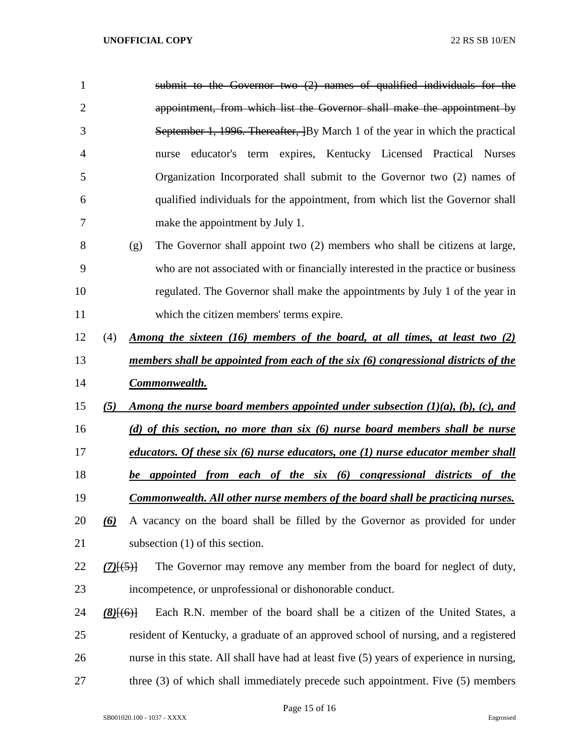~~submit to the Governor two (2) names of qualified individuals for the appointment, from which list the Governor shall make the appointment by September 1, 1996. Thereafter, ~~By March 1 of the year in which the practical nurse educator's term expires, Kentucky Licensed Practical Nurses Organization Incorporated shall submit to the Governor two (2) names of qualified individuals for the appointment, from which list the Governor shall make the appointment by July 1.

(g) The Governor shall appoint two (2) members who shall be citizens at large, who are not associated with or financially interested in the practice or business regulated. The Governor shall make the appointments by July 1 of the year in which the citizen members' terms expire.

(4) ***Among the sixteen (16) members of the board, at all times, at least two (2) members shall be appointed from each of the six (6) congressional districts of the Commonwealth.***

***(5) Among the nurse board members appointed under subsection (1)(a), (b), (c), and (d) of this section, no more than six (6) nurse board members shall be nurse educators. Of these six (6) nurse educators, one (1) nurse educator member shall be appointed from each of the six (6) congressional districts of the Commonwealth. All other nurse members of the board shall be practicing nurses.***

***(6)*** A vacancy on the board shall be filled by the Governor as provided for under subsection (1) of this section.

***(7)***~~[(5)]~~ The Governor may remove any member from the board for neglect of duty, incompetence, or unprofessional or dishonorable conduct.

***(8)***~~[(6)]~~ Each R.N. member of the board shall be a citizen of the United States, a resident of Kentucky, a graduate of an approved school of nursing, and a registered nurse in this state. All shall have had at least five (5) years of experience in nursing, three (3) of which shall immediately precede such appointment. Five (5) members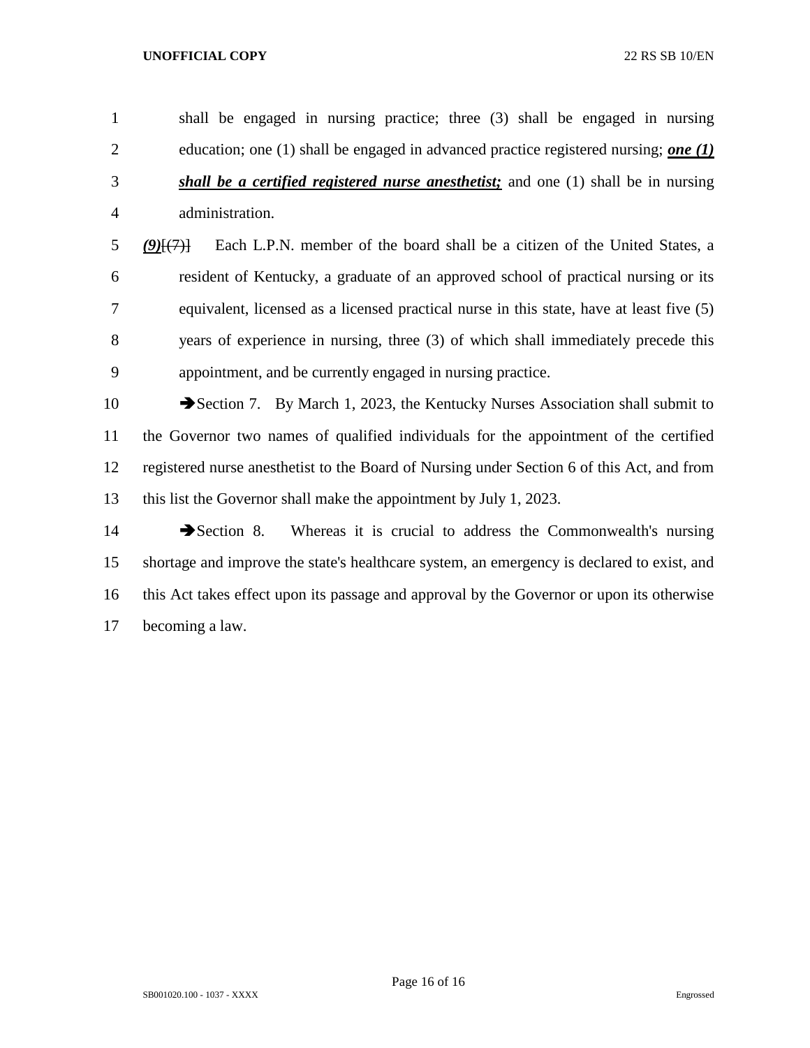shall be engaged in nursing practice; three (3) shall be engaged in nursing education; one (1) shall be engaged in advanced practice registered nursing; ***one (1) shall be a certified registered nurse anesthetist;*** and one (1) shall be in nursing administration.

***(9)***~~[(7)]~~ Each L.P.N. member of the board shall be a citizen of the United States, a resident of Kentucky, a graduate of an approved school of practical nursing or its equivalent, licensed as a licensed practical nurse in this state, have at least five (5) years of experience in nursing, three (3) of which shall immediately precede this appointment, and be currently engaged in nursing practice.

➔Section 7. By March 1, 2023, the Kentucky Nurses Association shall submit to the Governor two names of qualified individuals for the appointment of the certified registered nurse anesthetist to the Board of Nursing under Section 6 of this Act, and from this list the Governor shall make the appointment by July 1, 2023.

➔Section 8. Whereas it is crucial to address the Commonwealth's nursing shortage and improve the state's healthcare system, an emergency is declared to exist, and this Act takes effect upon its passage and approval by the Governor or upon its otherwise becoming a law.